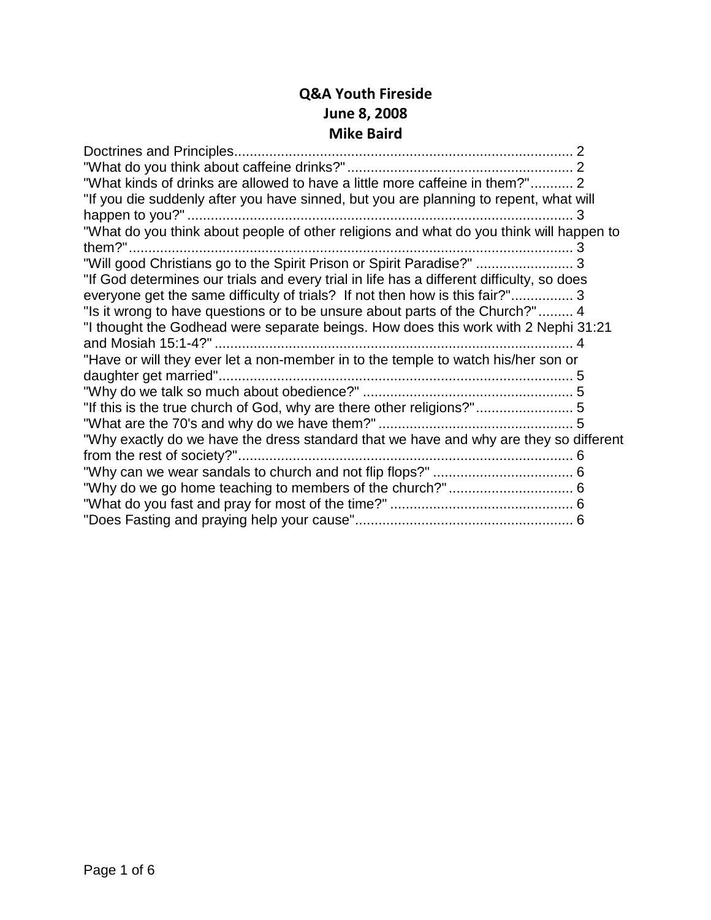# Q&A Youth Fireside
## June 8, 2008
## Mike Baird

Doctrines and Principles........................................................................................ 2
"What do you think about caffeine drinks?".......................................................... 2
"What kinds of drinks are allowed to have a little more caffeine in them?"........... 2
"If you die suddenly after you have sinned, but you are planning to repent, what will happen to you?"................................................................................................... 3
"What do you think about people of other religions and what do you think will happen to them?"................................................................................................................. 3
"Will good Christians go to the Spirit Prison or Spirit Paradise?"......................... 3
"If God determines our trials and every trial in life has a different difficulty, so does everyone get the same difficulty of trials? If not then how is this fair?"................ 3
"Is it wrong to have questions or to be unsure about parts of the Church?"......... 4
"I thought the Godhead were separate beings. How does this work with 2 Nephi 31:21 and Mosiah 15:1-4?"............................................................................................ 4
"Have or will they ever let a non-member in to the temple to watch his/her son or daughter get married"........................................................................................... 5
"Why do we talk so much about obedience?"...................................................... 5
"If this is the true church of God, why are there other religions?"......................... 5
"What are the 70's and why do we have them?".................................................. 5
"Why exactly do we have the dress standard that we have and why are they so different from the rest of society?"...................................................................................... 6
"Why can we wear sandals to church and not flip flops?".................................... 6
"Why do we go home teaching to members of the church?"................................ 6
"What do you fast and pray for most of the time?"............................................... 6
"Does Fasting and praying help your cause"........................................................ 6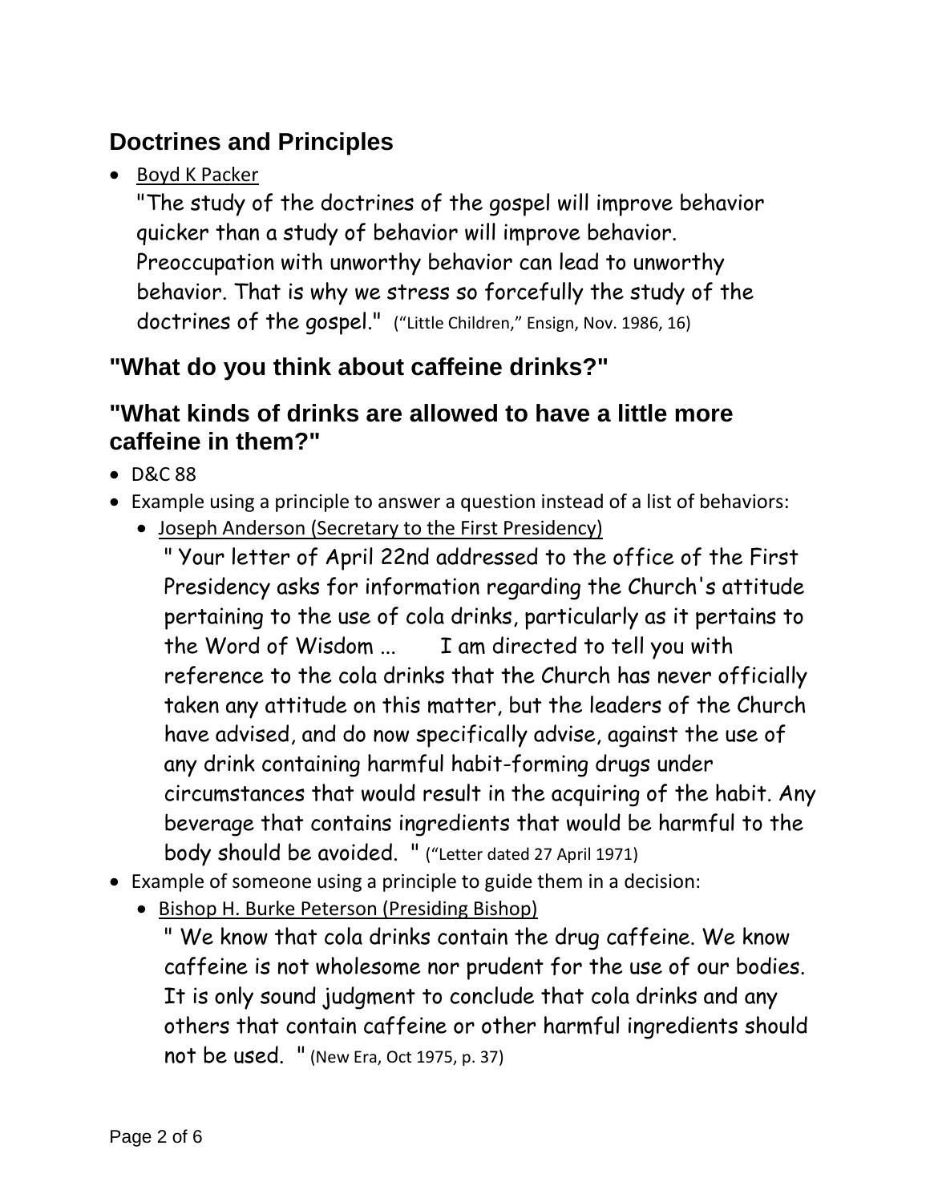## Doctrines and Principles

- Boyd K Packer

  "The study of the doctrines of the gospel will improve behavior quicker than a study of behavior will improve behavior. Preoccupation with unworthy behavior can lead to unworthy behavior. That is why we stress so forcefully the study of the doctrines of the gospel." ("Little Children," Ensign, Nov. 1986, 16)

## "What do you think about caffeine drinks?"

## "What kinds of drinks are allowed to have a little more caffeine in them?"

- D&C 88
- Example using a principle to answer a question instead of a list of behaviors:
  - Joseph Anderson (Secretary to the First Presidency)

    " Your letter of April 22nd addressed to the office of the First Presidency asks for information regarding the Church's attitude pertaining to the use of cola drinks, particularly as it pertains to the Word of Wisdom ... I am directed to tell you with reference to the cola drinks that the Church has never officially taken any attitude on this matter, but the leaders of the Church have advised, and do now specifically advise, against the use of any drink containing harmful habit-forming drugs under circumstances that would result in the acquiring of the habit. Any beverage that contains ingredients that would be harmful to the body should be avoided. " ("Letter dated 27 April 1971)
- Example of someone using a principle to guide them in a decision:
  - Bishop H. Burke Peterson (Presiding Bishop)

    " We know that cola drinks contain the drug caffeine. We know caffeine is not wholesome nor prudent for the use of our bodies. It is only sound judgment to conclude that cola drinks and any others that contain caffeine or other harmful ingredients should not be used. " (New Era, Oct 1975, p. 37)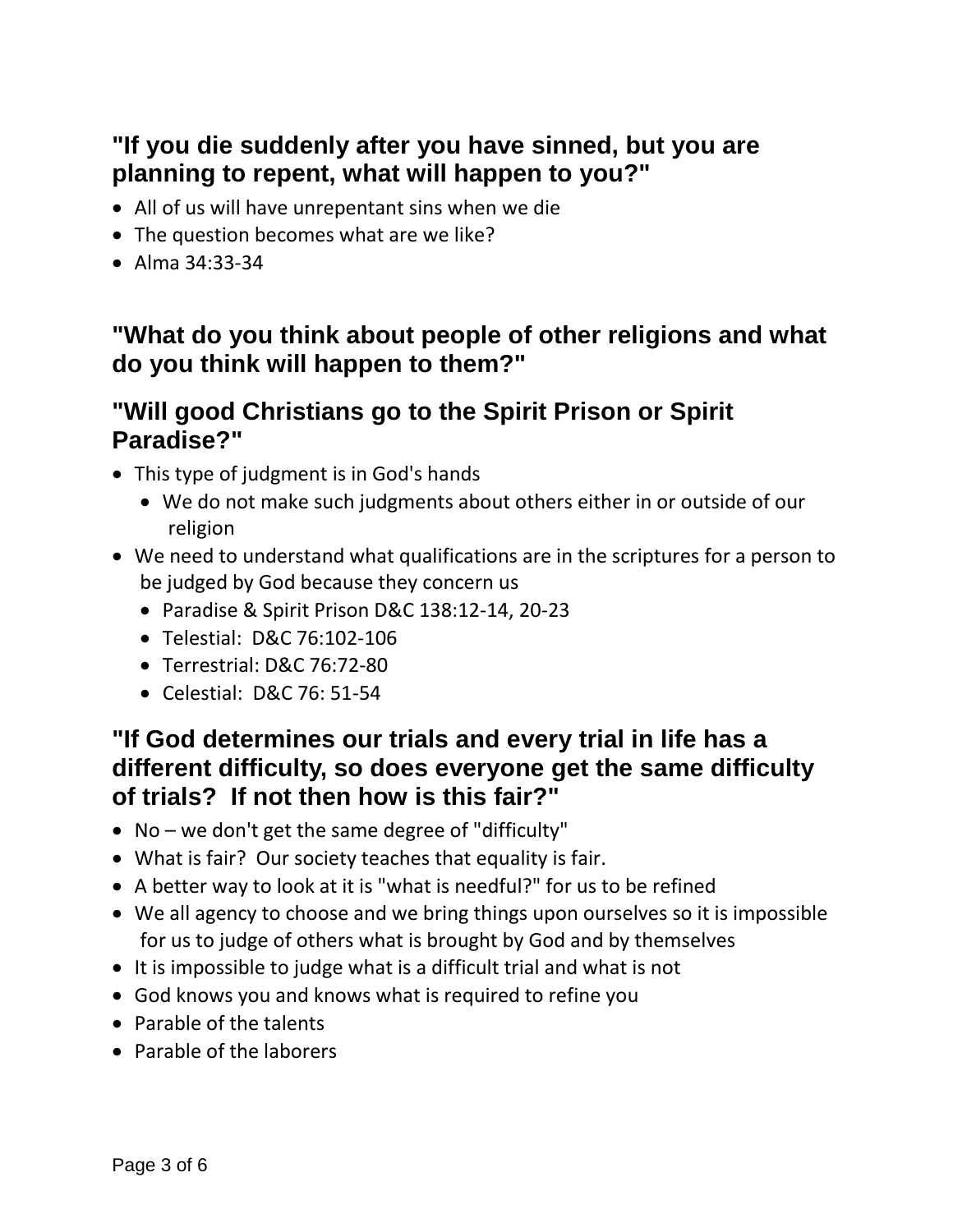## "If you die suddenly after you have sinned, but you are planning to repent, what will happen to you?"

- All of us will have unrepentant sins when we die
- The question becomes what are we like?
- Alma 34:33-34

## "What do you think about people of other religions and what do you think will happen to them?"

## "Will good Christians go to the Spirit Prison or Spirit Paradise?"

- This type of judgment is in God's hands
  - We do not make such judgments about others either in or outside of our religion
- We need to understand what qualifications are in the scriptures for a person to be judged by God because they concern us
  - Paradise & Spirit Prison D&C 138:12-14, 20-23
  - Telestial: D&C 76:102-106
  - Terrestrial: D&C 76:72-80
  - Celestial: D&C 76: 51-54

## "If God determines our trials and every trial in life has a different difficulty, so does everyone get the same difficulty of trials? If not then how is this fair?"

- No – we don't get the same degree of "difficulty"
- What is fair? Our society teaches that equality is fair.
- A better way to look at it is "what is needful?" for us to be refined
- We all agency to choose and we bring things upon ourselves so it is impossible for us to judge of others what is brought by God and by themselves
- It is impossible to judge what is a difficult trial and what is not
- God knows you and knows what is required to refine you
- Parable of the talents
- Parable of the laborers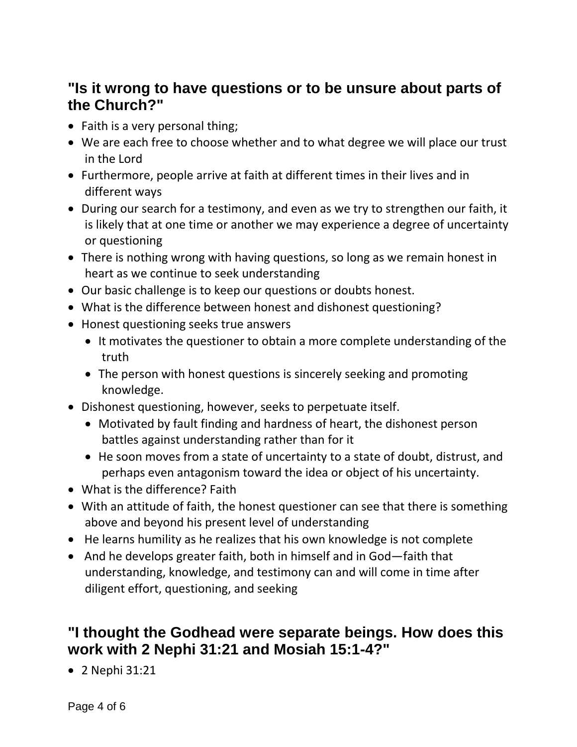## "Is it wrong to have questions or to be unsure about parts of the Church?"

- Faith is a very personal thing;
- We are each free to choose whether and to what degree we will place our trust in the Lord
- Furthermore, people arrive at faith at different times in their lives and in different ways
- During our search for a testimony, and even as we try to strengthen our faith, it is likely that at one time or another we may experience a degree of uncertainty or questioning
- There is nothing wrong with having questions, so long as we remain honest in heart as we continue to seek understanding
- Our basic challenge is to keep our questions or doubts honest.
- What is the difference between honest and dishonest questioning?
- Honest questioning seeks true answers
  - It motivates the questioner to obtain a more complete understanding of the truth
  - The person with honest questions is sincerely seeking and promoting knowledge.
- Dishonest questioning, however, seeks to perpetuate itself.
  - Motivated by fault finding and hardness of heart, the dishonest person battles against understanding rather than for it
  - He soon moves from a state of uncertainty to a state of doubt, distrust, and perhaps even antagonism toward the idea or object of his uncertainty.
- What is the difference? Faith
- With an attitude of faith, the honest questioner can see that there is something above and beyond his present level of understanding
- He learns humility as he realizes that his own knowledge is not complete
- And he develops greater faith, both in himself and in God—faith that understanding, knowledge, and testimony can and will come in time after diligent effort, questioning, and seeking

## "I thought the Godhead were separate beings. How does this work with 2 Nephi 31:21 and Mosiah 15:1-4?"

- 2 Nephi 31:21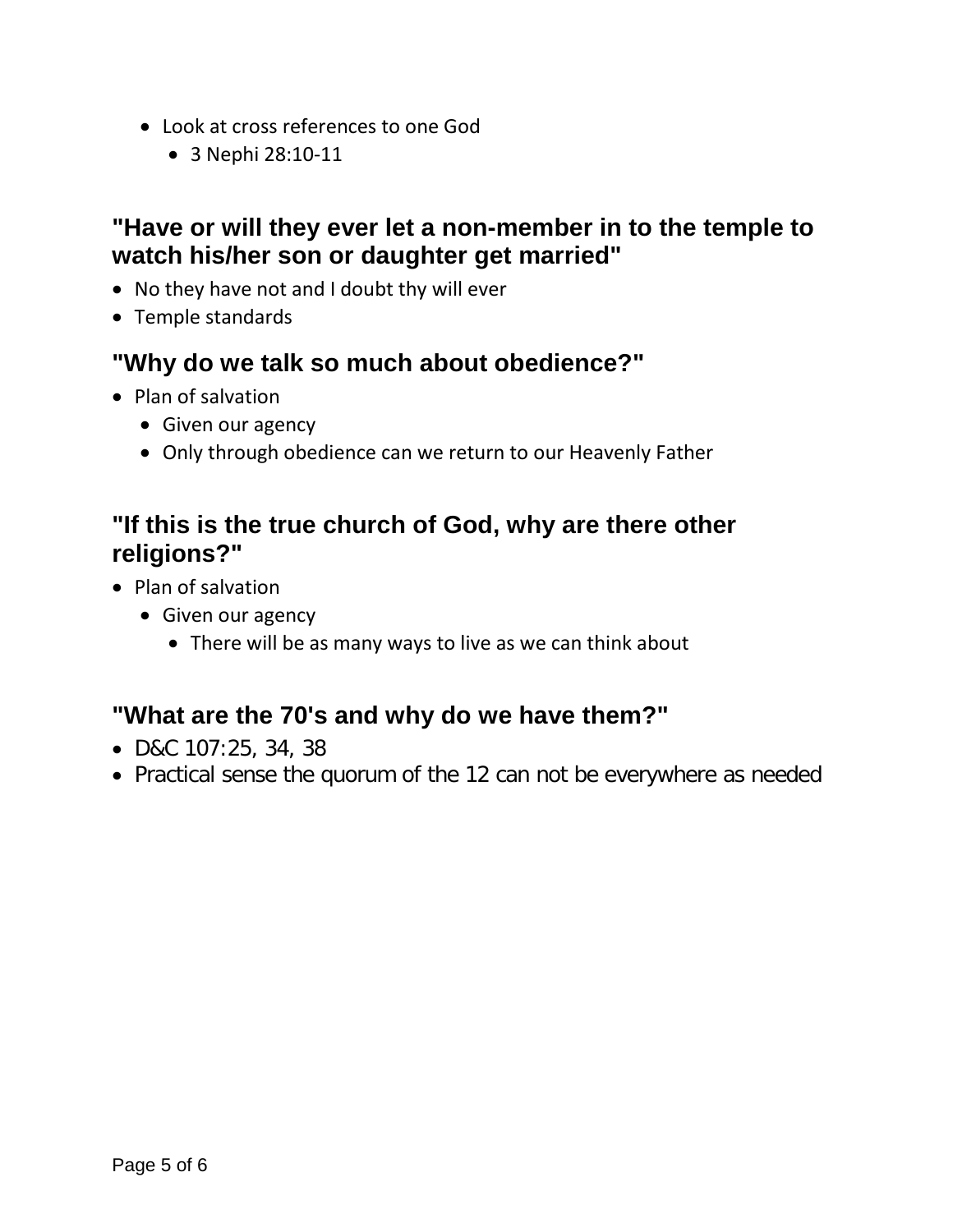- Look at cross references to one God
  - 3 Nephi 28:10-11

## "Have or will they ever let a non-member in to the temple to watch his/her son or daughter get married"

- No they have not and I doubt thy will ever
- Temple standards

## "Why do we talk so much about obedience?"

- Plan of salvation
  - Given our agency
  - Only through obedience can we return to our Heavenly Father

## "If this is the true church of God, why are there other religions?"

- Plan of salvation
  - Given our agency
    - There will be as many ways to live as we can think about

## "What are the 70's and why do we have them?"

- D&C 107:25, 34, 38
- Practical sense the quorum of the 12 can not be everywhere as needed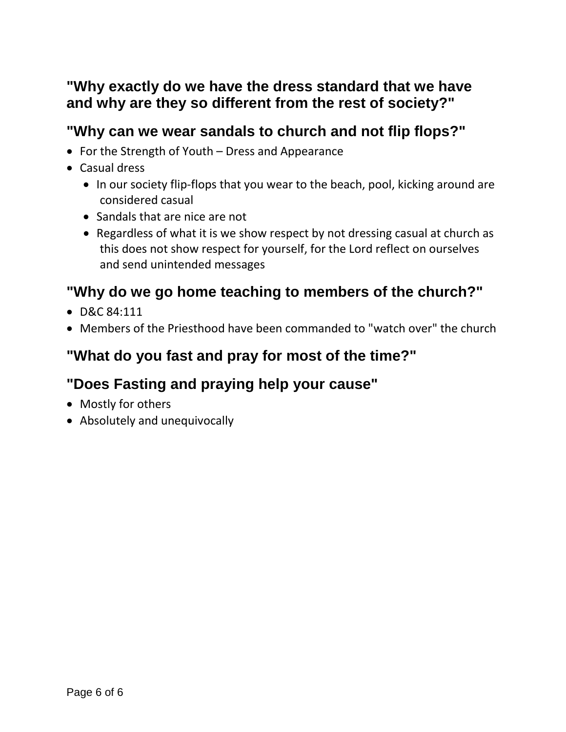## "Why exactly do we have the dress standard that we have and why are they so different from the rest of society?"

## "Why can we wear sandals to church and not flip flops?"

- For the Strength of Youth – Dress and Appearance
- Casual dress
  - In our society flip-flops that you wear to the beach, pool, kicking around are considered casual
  - Sandals that are nice are not
  - Regardless of what it is we show respect by not dressing casual at church as this does not show respect for yourself, for the Lord reflect on ourselves and send unintended messages

## "Why do we go home teaching to members of the church?"

- D&C 84:111
- Members of the Priesthood have been commanded to "watch over" the church

## "What do you fast and pray for most of the time?"

## "Does Fasting and praying help your cause"

- Mostly for others
- Absolutely and unequivocally